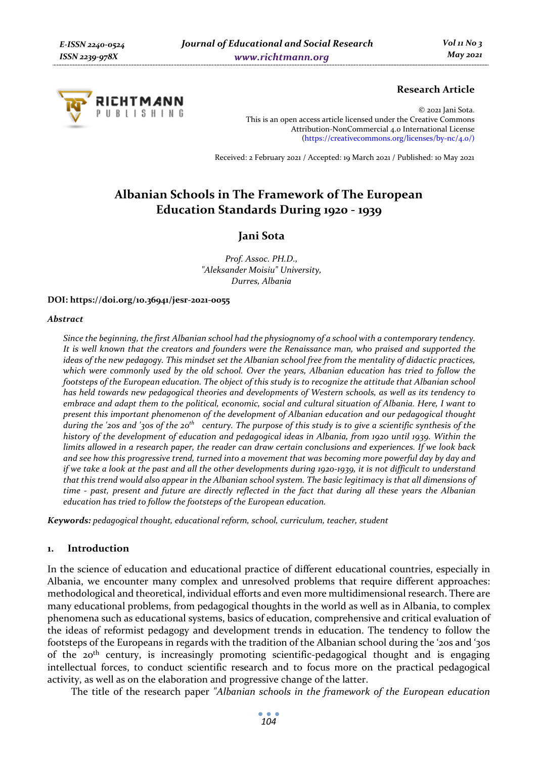**Research Article**

© 2021 Jani Sota.
This is an open access article licensed under the Creative Commons Attribution-NonCommercial 4.0 International License (https://creativecommons.org/licenses/by-nc/4.0/)

Received: 2 February 2021 / Accepted: 19 March 2021 / Published: 10 May 2021

# Albanian Schools in The Framework of The European Education Standards During 1920 - 1939

## Jani Sota

*Prof. Assoc. PH.D.,*
*"Aleksander Moisiu" University,*
*Durres, Albania*

**DOI: https://doi.org/10.36941/jesr-2021-0055**

***Abstract***

*Since the beginning, the first Albanian school had the physiognomy of a school with a contemporary tendency. It is well known that the creators and founders were the Renaissance man, who praised and supported the ideas of the new pedagogy. This mindset set the Albanian school free from the mentality of didactic practices, which were commonly used by the old school. Over the years, Albanian education has tried to follow the footsteps of the European education. The object of this study is to recognize the attitude that Albanian school has held towards new pedagogical theories and developments of Western schools, as well as its tendency to embrace and adapt them to the political, economic, social and cultural situation of Albania. Here, I want to present this important phenomenon of the development of Albanian education and our pedagogical thought during the '20s and '30s of the 20th century. The purpose of this study is to give a scientific synthesis of the history of the development of education and pedagogical ideas in Albania, from 1920 until 1939. Within the limits allowed in a research paper, the reader can draw certain conclusions and experiences. If we look back and see how this progressive trend, turned into a movement that was becoming more powerful day by day and if we take a look at the past and all the other developments during 1920-1939, it is not difficult to understand that this trend would also appear in the Albanian school system. The basic legitimacy is that all dimensions of time - past, present and future are directly reflected in the fact that during all these years the Albanian education has tried to follow the footsteps of the European education.*

***Keywords:*** *pedagogical thought, educational reform, school, curriculum, teacher, student*

## 1. Introduction

In the science of education and educational practice of different educational countries, especially in Albania, we encounter many complex and unresolved problems that require different approaches: methodological and theoretical, individual efforts and even more multidimensional research. There are many educational problems, from pedagogical thoughts in the world as well as in Albania, to complex phenomena such as educational systems, basics of education, comprehensive and critical evaluation of the ideas of reformist pedagogy and development trends in education. The tendency to follow the footsteps of the Europeans in regards with the tradition of the Albanian school during the '20s and '30s of the 20th century, is increasingly promoting scientific-pedagogical thought and is engaging intellectual forces, to conduct scientific research and to focus more on the practical pedagogical activity, as well as on the elaboration and progressive change of the latter.

The title of the research paper *"Albanian schools in the framework of the European education*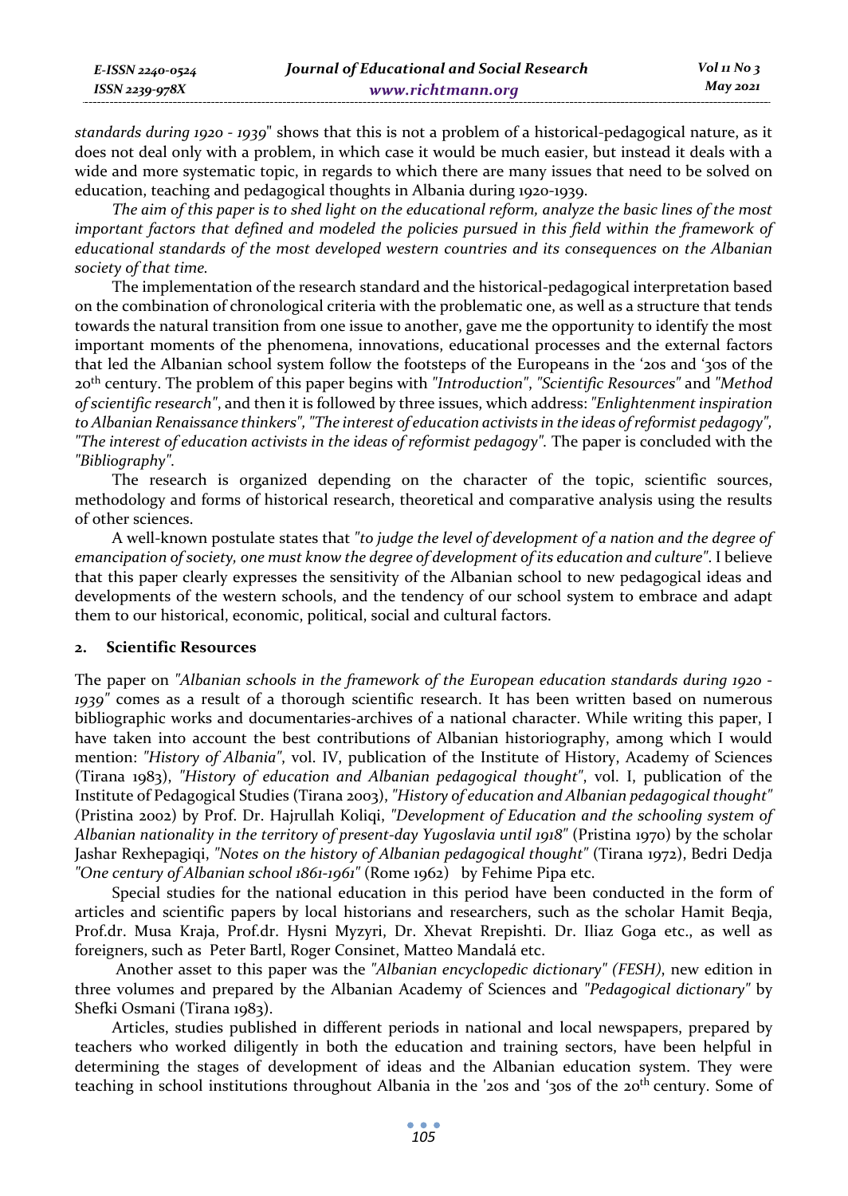*standards during 1920 - 1939*" shows that this is not a problem of a historical-pedagogical nature, as it does not deal only with a problem, in which case it would be much easier, but instead it deals with a wide and more systematic topic, in regards to which there are many issues that need to be solved on education, teaching and pedagogical thoughts in Albania during 1920-1939.

*The aim of this paper is to shed light on the educational reform, analyze the basic lines of the most important factors that defined and modeled the policies pursued in this field within the framework of educational standards of the most developed western countries and its consequences on the Albanian society of that time.*

The implementation of the research standard and the historical-pedagogical interpretation based on the combination of chronological criteria with the problematic one, as well as a structure that tends towards the natural transition from one issue to another, gave me the opportunity to identify the most important moments of the phenomena, innovations, educational processes and the external factors that led the Albanian school system follow the footsteps of the Europeans in the '20s and '30s of the 20th century. The problem of this paper begins with *"Introduction"*, *"Scientific Resources"* and *"Method of scientific research"*, and then it is followed by three issues, which address: *"Enlightenment inspiration to Albanian Renaissance thinkers"*, *"The interest of education activists in the ideas of reformist pedagogy"*, *"The interest of education activists in the ideas of reformist pedagogy"*. The paper is concluded with the *"Bibliography"*.

The research is organized depending on the character of the topic, scientific sources, methodology and forms of historical research, theoretical and comparative analysis using the results of other sciences.

A well-known postulate states that *"to judge the level of development of a nation and the degree of emancipation of society, one must know the degree of development of its education and culture"*. I believe that this paper clearly expresses the sensitivity of the Albanian school to new pedagogical ideas and developments of the western schools, and the tendency of our school system to embrace and adapt them to our historical, economic, political, social and cultural factors.

## 2. Scientific Resources

The paper on *"Albanian schools in the framework of the European education standards during 1920 - 1939"* comes as a result of a thorough scientific research. It has been written based on numerous bibliographic works and documentaries-archives of a national character. While writing this paper, I have taken into account the best contributions of Albanian historiography, among which I would mention: *"History of Albania"*, vol. IV, publication of the Institute of History, Academy of Sciences (Tirana 1983), *"History of education and Albanian pedagogical thought"*, vol. I, publication of the Institute of Pedagogical Studies (Tirana 2003), *"History of education and Albanian pedagogical thought"* (Pristina 2002) by Prof. Dr. Hajrullah Koliqi, *"Development of Education and the schooling system of Albanian nationality in the territory of present-day Yugoslavia until 1918"* (Pristina 1970) by the scholar Jashar Rexhepagiqi, *"Notes on the history of Albanian pedagogical thought"* (Tirana 1972), Bedri Dedja *"One century of Albanian school 1861-1961"* (Rome 1962) by Fehime Pipa etc.

Special studies for the national education in this period have been conducted in the form of articles and scientific papers by local historians and researchers, such as the scholar Hamit Beqja, Prof.dr. Musa Kraja, Prof.dr. Hysni Myzyri, Dr. Xhevat Rrepishti. Dr. Iliaz Goga etc., as well as foreigners, such as Peter Bartl, Roger Consinet, Matteo Mandalá etc.

Another asset to this paper was the *"Albanian encyclopedic dictionary" (FESH)*, new edition in three volumes and prepared by the Albanian Academy of Sciences and *"Pedagogical dictionary"* by Shefki Osmani (Tirana 1983).

Articles, studies published in different periods in national and local newspapers, prepared by teachers who worked diligently in both the education and training sectors, have been helpful in determining the stages of development of ideas and the Albanian education system. They were teaching in school institutions throughout Albania in the '20s and '30s of the 20th century. Some of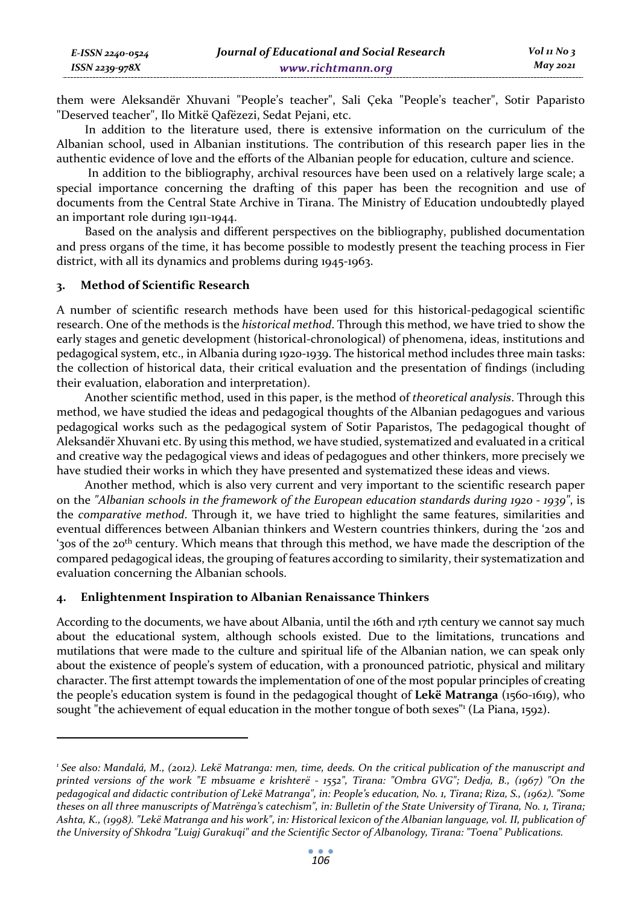them were Aleksandër Xhuvani "People's teacher", Sali Çeka "People's teacher", Sotir Paparisto "Deserved teacher", Ilo Mitkë Qafëzezi, Sedat Pejani, etc.

In addition to the literature used, there is extensive information on the curriculum of the Albanian school, used in Albanian institutions. The contribution of this research paper lies in the authentic evidence of love and the efforts of the Albanian people for education, culture and science.

In addition to the bibliography, archival resources have been used on a relatively large scale; a special importance concerning the drafting of this paper has been the recognition and use of documents from the Central State Archive in Tirana. The Ministry of Education undoubtedly played an important role during 1911-1944.

Based on the analysis and different perspectives on the bibliography, published documentation and press organs of the time, it has become possible to modestly present the teaching process in Fier district, with all its dynamics and problems during 1945-1963.

## 3. Method of Scientific Research

A number of scientific research methods have been used for this historical-pedagogical scientific research. One of the methods is the *historical method*. Through this method, we have tried to show the early stages and genetic development (historical-chronological) of phenomena, ideas, institutions and pedagogical system, etc., in Albania during 1920-1939. The historical method includes three main tasks: the collection of historical data, their critical evaluation and the presentation of findings (including their evaluation, elaboration and interpretation).

Another scientific method, used in this paper, is the method of *theoretical analysis*. Through this method, we have studied the ideas and pedagogical thoughts of the Albanian pedagogues and various pedagogical works such as the pedagogical system of Sotir Paparistos, The pedagogical thought of Aleksandër Xhuvani etc. By using this method, we have studied, systematized and evaluated in a critical and creative way the pedagogical views and ideas of pedagogues and other thinkers, more precisely we have studied their works in which they have presented and systematized these ideas and views.

Another method, which is also very current and very important to the scientific research paper on the *"Albanian schools in the framework of the European education standards during 1920 - 1939"*, is the *comparative method*. Through it, we have tried to highlight the same features, similarities and eventual differences between Albanian thinkers and Western countries thinkers, during the '20s and '30s of the 20th century. Which means that through this method, we have made the description of the compared pedagogical ideas, the grouping of features according to similarity, their systematization and evaluation concerning the Albanian schools.

## 4. Enlightenment Inspiration to Albanian Renaissance Thinkers

According to the documents, we have about Albania, until the 16th and 17th century we cannot say much about the educational system, although schools existed. Due to the limitations, truncations and mutilations that were made to the culture and spiritual life of the Albanian nation, we can speak only about the existence of people's system of education, with a pronounced patriotic, physical and military character. The first attempt towards the implementation of one of the most popular principles of creating the people's education system is found in the pedagogical thought of **Lekë Matranga** (1560-1619), who sought "the achievement of equal education in the mother tongue of both sexes"[1] (La Piana, 1592).

---

[1] *See also: Mandalá, M., (2012). Lekë Matranga: men, time, deeds. On the critical publication of the manuscript and printed versions of the work "E mbsuame e krishterë - 1552", Tirana: "Ombra GVG"; Dedja, B., (1967) "On the pedagogical and didactic contribution of Lekë Matranga", in: People's education, No. 1, Tirana; Riza, S., (1962). "Some theses on all three manuscripts of Matrënga's catechism", in: Bulletin of the State University of Tirana, No. 1, Tirana; Ashta, K., (1998). "Lekë Matranga and his work", in: Historical lexicon of the Albanian language, vol. II, publication of the University of Shkodra "Luigj Gurakuqi" and the Scientific Sector of Albanology, Tirana: "Toena" Publications.*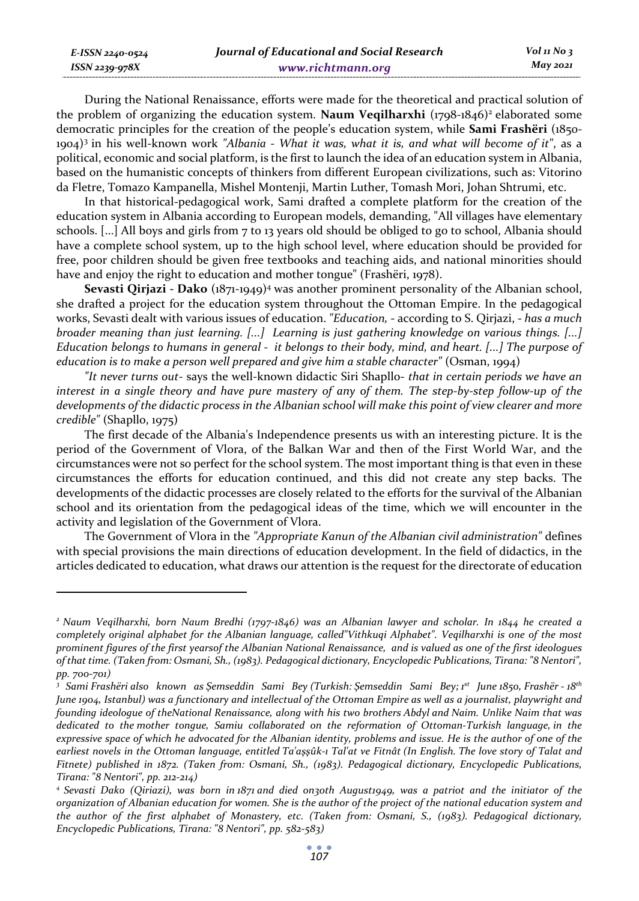During the National Renaissance, efforts were made for the theoretical and practical solution of the problem of organizing the education system. **Naum Veqilharxhi** (1798-1846)[2] elaborated some democratic principles for the creation of the people's education system, while **Sami Frashëri** (1850-1904)[3] in his well-known work *"Albania - What it was, what it is, and what will become of it"*, as a political, economic and social platform, is the first to launch the idea of an education system in Albania, based on the humanistic concepts of thinkers from different European civilizations, such as: Vitorino da Fletre, Tomazo Kampanella, Mishel Montenji, Martin Luther, Tomash Mori, Johan Shtrumi, etc.

In that historical-pedagogical work, Sami drafted a complete platform for the creation of the education system in Albania according to European models, demanding, "All villages have elementary schools. [...] All boys and girls from 7 to 13 years old should be obliged to go to school, Albania should have a complete school system, up to the high school level, where education should be provided for free, poor children should be given free textbooks and teaching aids, and national minorities should have and enjoy the right to education and mother tongue" (Frashëri, 1978).

**Sevasti Qirjazi - Dako** (1871-1949)[4] was another prominent personality of the Albanian school, she drafted a project for the education system throughout the Ottoman Empire. In the pedagogical works, Sevasti dealt with various issues of education. *"Education,* - according to S. Qirjazi, - *has a much broader meaning than just learning. [...] Learning is just gathering knowledge on various things. [...] Education belongs to humans in general - it belongs to their body, mind, and heart. [...] The purpose of education is to make a person well prepared and give him a stable character"* (Osman, 1994)

*"It never turns out-* says the well-known didactic Siri Shapllo- *that in certain periods we have an interest in a single theory and have pure mastery of any of them. The step-by-step follow-up of the developments of the didactic process in the Albanian school will make this point of view clearer and more credible"* (Shapllo, 1975)

The first decade of the Albania's Independence presents us with an interesting picture. It is the period of the Government of Vlora, of the Balkan War and then of the First World War, and the circumstances were not so perfect for the school system. The most important thing is that even in these circumstances the efforts for education continued, and this did not create any step backs. The developments of the didactic processes are closely related to the efforts for the survival of the Albanian school and its orientation from the pedagogical ideas of the time, which we will encounter in the activity and legislation of the Government of Vlora.

The Government of Vlora in the *"Appropriate Kanun of the Albanian civil administration"* defines with special provisions the main directions of education development. In the field of didactics, in the articles dedicated to education, what draws our attention is the request for the directorate of education

---

[2] *Naum Veqilharxhi, born Naum Bredhi (1797-1846) was an Albanian lawyer and scholar. In 1844 he created a completely original alphabet for the Albanian language, called"Vithkuqi Alphabet". Veqilharxhi is one of the most prominent figures of the first yearsof the Albanian National Renaissance, and is valued as one of the first ideologues of that time. (Taken from: Osmani, Sh., (1983). Pedagogical dictionary, Encyclopedic Publications, Tirana: "8 Nentori", pp. 700-701)*

[3] *Sami Frashëri also known as Şemseddin Sami Bey (Turkish: Şemseddin Sami Bey; 1st June 1850, Frashër - 18th June 1904, Istanbul) was a functionary and intellectual of the Ottoman Empire as well as a journalist, playwright and founding ideologue of theNational Renaissance, along with his two brothers Abdyl and Naim. Unlike Naim that was dedicated to the mother tongue, Samiu collaborated on the reformation of Ottoman-Turkish language, in the expressive space of which he advocated for the Albanian identity, problems and issue. He is the author of one of the earliest novels in the Ottoman language, entitled Ta'aşşûk-ı Tal'at ve Fitnât (In English. The love story of Talat and Fitnete) published in 1872. (Taken from: Osmani, Sh., (1983). Pedagogical dictionary, Encyclopedic Publications, Tirana: "8 Nentori", pp. 212-214)*

[4] *Sevasti Dako (Qiriazi), was born in 1871 and died on30th August1949, was a patriot and the initiator of the organization of Albanian education for women. She is the author of the project of the national education system and the author of the first alphabet of Monastery, etc. (Taken from: Osmani, S., (1983). Pedagogical dictionary, Encyclopedic Publications, Tirana: "8 Nentori", pp. 582-583)*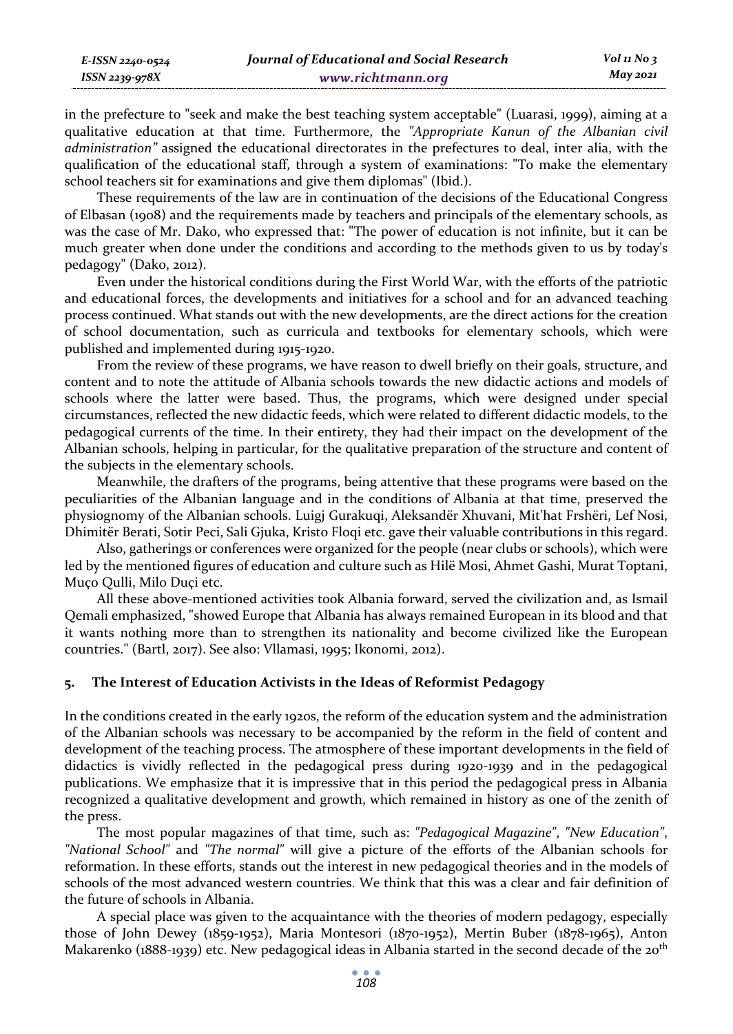in the prefecture to "seek and make the best teaching system acceptable" (Luarasi, 1999), aiming at a qualitative education at that time. Furthermore, the *"Appropriate Kanun of the Albanian civil administration"* assigned the educational directorates in the prefectures to deal, inter alia, with the qualification of the educational staff, through a system of examinations: "To make the elementary school teachers sit for examinations and give them diplomas" (Ibid.).

These requirements of the law are in continuation of the decisions of the Educational Congress of Elbasan (1908) and the requirements made by teachers and principals of the elementary schools, as was the case of Mr. Dako, who expressed that: "The power of education is not infinite, but it can be much greater when done under the conditions and according to the methods given to us by today's pedagogy" (Dako, 2012).

Even under the historical conditions during the First World War, with the efforts of the patriotic and educational forces, the developments and initiatives for a school and for an advanced teaching process continued. What stands out with the new developments, are the direct actions for the creation of school documentation, such as curricula and textbooks for elementary schools, which were published and implemented during 1915-1920.

From the review of these programs, we have reason to dwell briefly on their goals, structure, and content and to note the attitude of Albania schools towards the new didactic actions and models of schools where the latter were based. Thus, the programs, which were designed under special circumstances, reflected the new didactic feeds, which were related to different didactic models, to the pedagogical currents of the time. In their entirety, they had their impact on the development of the Albanian schools, helping in particular, for the qualitative preparation of the structure and content of the subjects in the elementary schools.

Meanwhile, the drafters of the programs, being attentive that these programs were based on the peculiarities of the Albanian language and in the conditions of Albania at that time, preserved the physiognomy of the Albanian schools. Luigj Gurakuqi, Aleksandër Xhuvani, Mit'hat Frshëri, Lef Nosi, Dhimitër Berati, Sotir Peci, Sali Gjuka, Kristo Floqi etc. gave their valuable contributions in this regard.

Also, gatherings or conferences were organized for the people (near clubs or schools), which were led by the mentioned figures of education and culture such as Hilë Mosi, Ahmet Gashi, Murat Toptani, Muço Qulli, Milo Duçi etc.

All these above-mentioned activities took Albania forward, served the civilization and, as Ismail Qemali emphasized, "showed Europe that Albania has always remained European in its blood and that it wants nothing more than to strengthen its nationality and become civilized like the European countries." (Bartl, 2017). See also: Vllamasi, 1995; Ikonomi, 2012).

## 5. The Interest of Education Activists in the Ideas of Reformist Pedagogy

In the conditions created in the early 1920s, the reform of the education system and the administration of the Albanian schools was necessary to be accompanied by the reform in the field of content and development of the teaching process. The atmosphere of these important developments in the field of didactics is vividly reflected in the pedagogical press during 1920-1939 and in the pedagogical publications. We emphasize that it is impressive that in this period the pedagogical press in Albania recognized a qualitative development and growth, which remained in history as one of the zenith of the press.

The most popular magazines of that time, such as: *"Pedagogical Magazine"*, *"New Education"*, *"National School"* and *"The normal"* will give a picture of the efforts of the Albanian schools for reformation. In these efforts, stands out the interest in new pedagogical theories and in the models of schools of the most advanced western countries. We think that this was a clear and fair definition of the future of schools in Albania.

A special place was given to the acquaintance with the theories of modern pedagogy, especially those of John Dewey (1859-1952), Maria Montesori (1870-1952), Mertin Buber (1878-1965), Anton Makarenko (1888-1939) etc. New pedagogical ideas in Albania started in the second decade of the 20th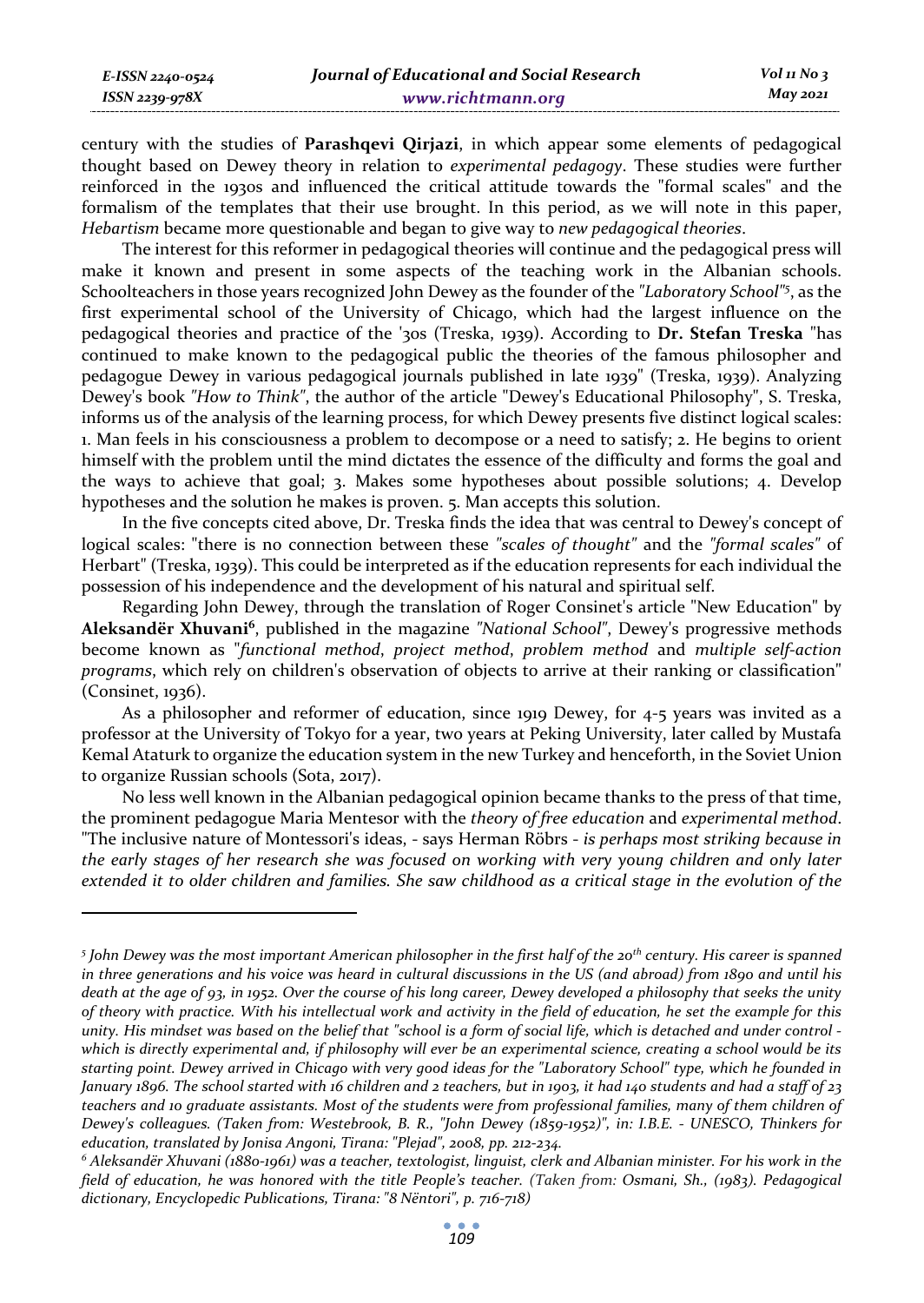century with the studies of **Parashqevi Qirjazi**, in which appear some elements of pedagogical thought based on Dewey theory in relation to *experimental pedagogy*. These studies were further reinforced in the 1930s and influenced the critical attitude towards the "formal scales" and the formalism of the templates that their use brought. In this period, as we will note in this paper, *Hebartism* became more questionable and began to give way to *new pedagogical theories*.

The interest for this reformer in pedagogical theories will continue and the pedagogical press will make it known and present in some aspects of the teaching work in the Albanian schools. Schoolteachers in those years recognized John Dewey as the founder of the *"Laboratory School"*[5], as the first experimental school of the University of Chicago, which had the largest influence on the pedagogical theories and practice of the '30s (Treska, 1939). According to **Dr. Stefan Treska** "has continued to make known to the pedagogical public the theories of the famous philosopher and pedagogue Dewey in various pedagogical journals published in late 1939" (Treska, 1939). Analyzing Dewey's book *"How to Think"*, the author of the article "Dewey's Educational Philosophy", S. Treska, informs us of the analysis of the learning process, for which Dewey presents five distinct logical scales: 1. Man feels in his consciousness a problem to decompose or a need to satisfy; 2. He begins to orient himself with the problem until the mind dictates the essence of the difficulty and forms the goal and the ways to achieve that goal; 3. Makes some hypotheses about possible solutions; 4. Develop hypotheses and the solution he makes is proven. 5. Man accepts this solution.

In the five concepts cited above, Dr. Treska finds the idea that was central to Dewey's concept of logical scales: "there is no connection between these *"scales of thought"* and the *"formal scales"* of Herbart" (Treska, 1939). This could be interpreted as if the education represents for each individual the possession of his independence and the development of his natural and spiritual self.

Regarding John Dewey, through the translation of Roger Consinet's article "New Education" by **Aleksandër Xhuvani**[6], published in the magazine *"National School"*, Dewey's progressive methods become known as "*functional method*, *project method*, *problem method* and *multiple self-action programs*, which rely on children's observation of objects to arrive at their ranking or classification" (Consinet, 1936).

As a philosopher and reformer of education, since 1919 Dewey, for 4-5 years was invited as a professor at the University of Tokyo for a year, two years at Peking University, later called by Mustafa Kemal Ataturk to organize the education system in the new Turkey and henceforth, in the Soviet Union to organize Russian schools (Sota, 2017).

No less well known in the Albanian pedagogical opinion became thanks to the press of that time, the prominent pedagogue Maria Mentesor with the *theory of free education* and *experimental method*. "The inclusive nature of Montessori's ideas, - says Herman Röbrs - *is perhaps most striking because in the early stages of her research she was focused on working with very young children and only later extended it to older children and families. She saw childhood as a critical stage in the evolution of the*

---

[5] *John Dewey was the most important American philosopher in the first half of the 20th century. His career is spanned in three generations and his voice was heard in cultural discussions in the US (and abroad) from 1890 and until his death at the age of 93, in 1952. Over the course of his long career, Dewey developed a philosophy that seeks the unity of theory with practice. With his intellectual work and activity in the field of education, he set the example for this unity. His mindset was based on the belief that "school is a form of social life, which is detached and under control - which is directly experimental and, if philosophy will ever be an experimental science, creating a school would be its starting point. Dewey arrived in Chicago with very good ideas for the "Laboratory School" type, which he founded in January 1896. The school started with 16 children and 2 teachers, but in 1903, it had 140 students and had a staff of 23 teachers and 10 graduate assistants. Most of the students were from professional families, many of them children of Dewey's colleagues. (Taken from: Westebrook, B. R., "John Dewey (1859-1952)", in: I.B.E. - UNESCO, Thinkers for education, translated by Jonisa Angoni, Tirana: "Plejad", 2008, pp. 212-234.*

[6] *Aleksandër Xhuvani (1880-1961) was a teacher, textologist, linguist, clerk and Albanian minister. For his work in the field of education, he was honored with the title People's teacher. (Taken from: Osmani, Sh., (1983). Pedagogical dictionary, Encyclopedic Publications, Tirana: "8 Nëntori", p. 716-718)*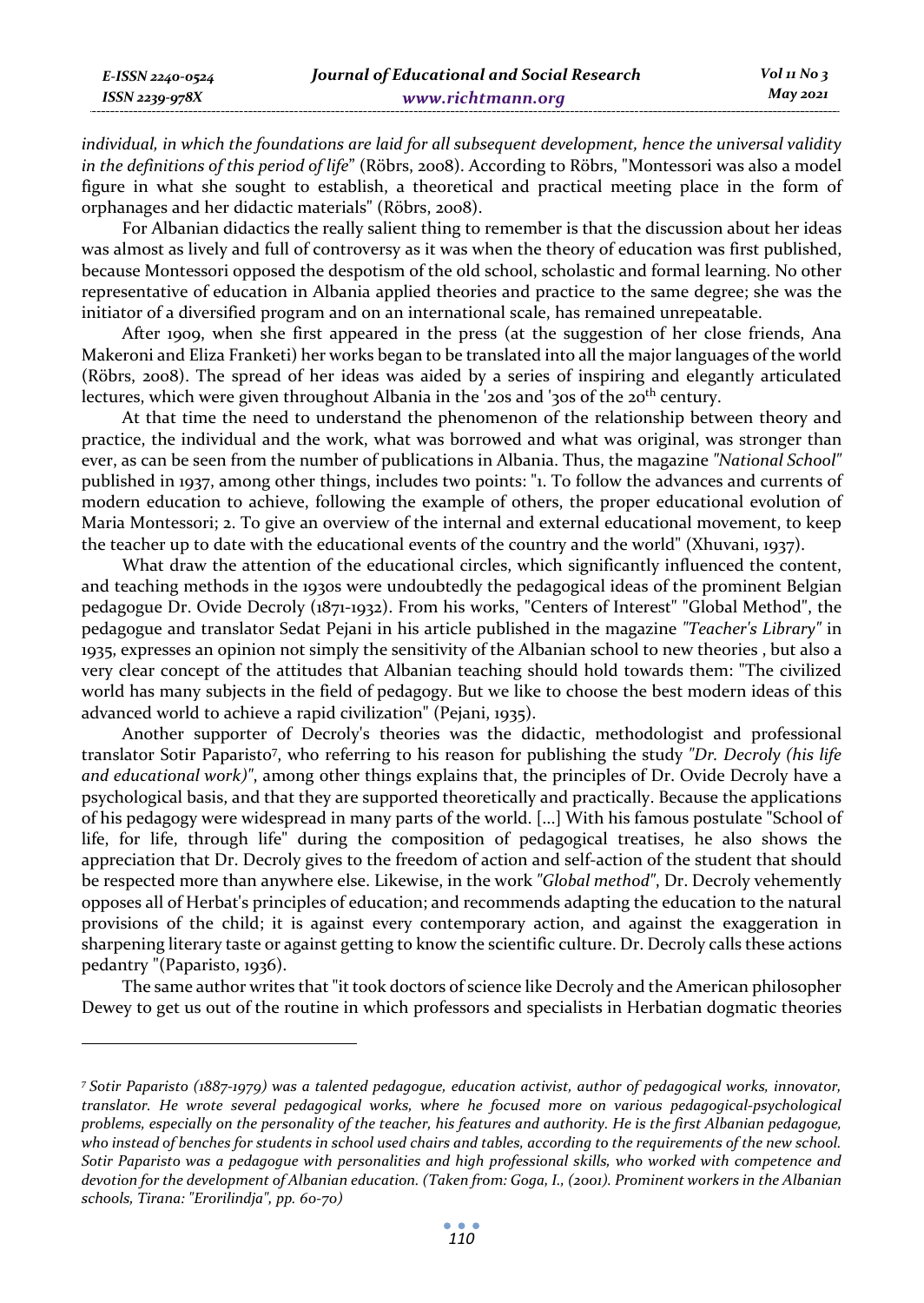*individual, in which the foundations are laid for all subsequent development, hence the universal validity in the definitions of this period of life*" (Röbrs, 2008). According to Röbrs, "Montessori was also a model figure in what she sought to establish, a theoretical and practical meeting place in the form of orphanages and her didactic materials" (Röbrs, 2008).

For Albanian didactics the really salient thing to remember is that the discussion about her ideas was almost as lively and full of controversy as it was when the theory of education was first published, because Montessori opposed the despotism of the old school, scholastic and formal learning. No other representative of education in Albania applied theories and practice to the same degree; she was the initiator of a diversified program and on an international scale, has remained unrepeatable.

After 1909, when she first appeared in the press (at the suggestion of her close friends, Ana Makeroni and Eliza Franketi) her works began to be translated into all the major languages of the world (Röbrs, 2008). The spread of her ideas was aided by a series of inspiring and elegantly articulated lectures, which were given throughout Albania in the '20s and '30s of the 20th century.

At that time the need to understand the phenomenon of the relationship between theory and practice, the individual and the work, what was borrowed and what was original, was stronger than ever, as can be seen from the number of publications in Albania. Thus, the magazine *"National School"* published in 1937, among other things, includes two points: "1. To follow the advances and currents of modern education to achieve, following the example of others, the proper educational evolution of Maria Montessori; 2. To give an overview of the internal and external educational movement, to keep the teacher up to date with the educational events of the country and the world" (Xhuvani, 1937).

What draw the attention of the educational circles, which significantly influenced the content, and teaching methods in the 1930s were undoubtedly the pedagogical ideas of the prominent Belgian pedagogue Dr. Ovide Decroly (1871-1932). From his works, "Centers of Interest" "Global Method", the pedagogue and translator Sedat Pejani in his article published in the magazine *"Teacher's Library"* in 1935, expresses an opinion not simply the sensitivity of the Albanian school to new theories , but also a very clear concept of the attitudes that Albanian teaching should hold towards them: "The civilized world has many subjects in the field of pedagogy. But we like to choose the best modern ideas of this advanced world to achieve a rapid civilization" (Pejani, 1935).

Another supporter of Decroly's theories was the didactic, methodologist and professional translator Sotir Paparisto[7], who referring to his reason for publishing the study *"Dr. Decroly (his life and educational work)"*, among other things explains that, the principles of Dr. Ovide Decroly have a psychological basis, and that they are supported theoretically and practically. Because the applications of his pedagogy were widespread in many parts of the world. [...] With his famous postulate "School of life, for life, through life" during the composition of pedagogical treatises, he also shows the appreciation that Dr. Decroly gives to the freedom of action and self-action of the student that should be respected more than anywhere else. Likewise, in the work *"Global method"*, Dr. Decroly vehemently opposes all of Herbat's principles of education; and recommends adapting the education to the natural provisions of the child; it is against every contemporary action, and against the exaggeration in sharpening literary taste or against getting to know the scientific culture. Dr. Decroly calls these actions pedantry "(Paparisto, 1936).

The same author writes that "it took doctors of science like Decroly and the American philosopher Dewey to get us out of the routine in which professors and specialists in Herbatian dogmatic theories

---

*[7] Sotir Paparisto (1887-1979) was a talented pedagogue, education activist, author of pedagogical works, innovator, translator. He wrote several pedagogical works, where he focused more on various pedagogical-psychological problems, especially on the personality of the teacher, his features and authority. He is the first Albanian pedagogue, who instead of benches for students in school used chairs and tables, according to the requirements of the new school. Sotir Paparisto was a pedagogue with personalities and high professional skills, who worked with competence and devotion for the development of Albanian education. (Taken from: Goga, I., (2001). Prominent workers in the Albanian schools, Tirana: "Erorilindja", pp. 60-70)*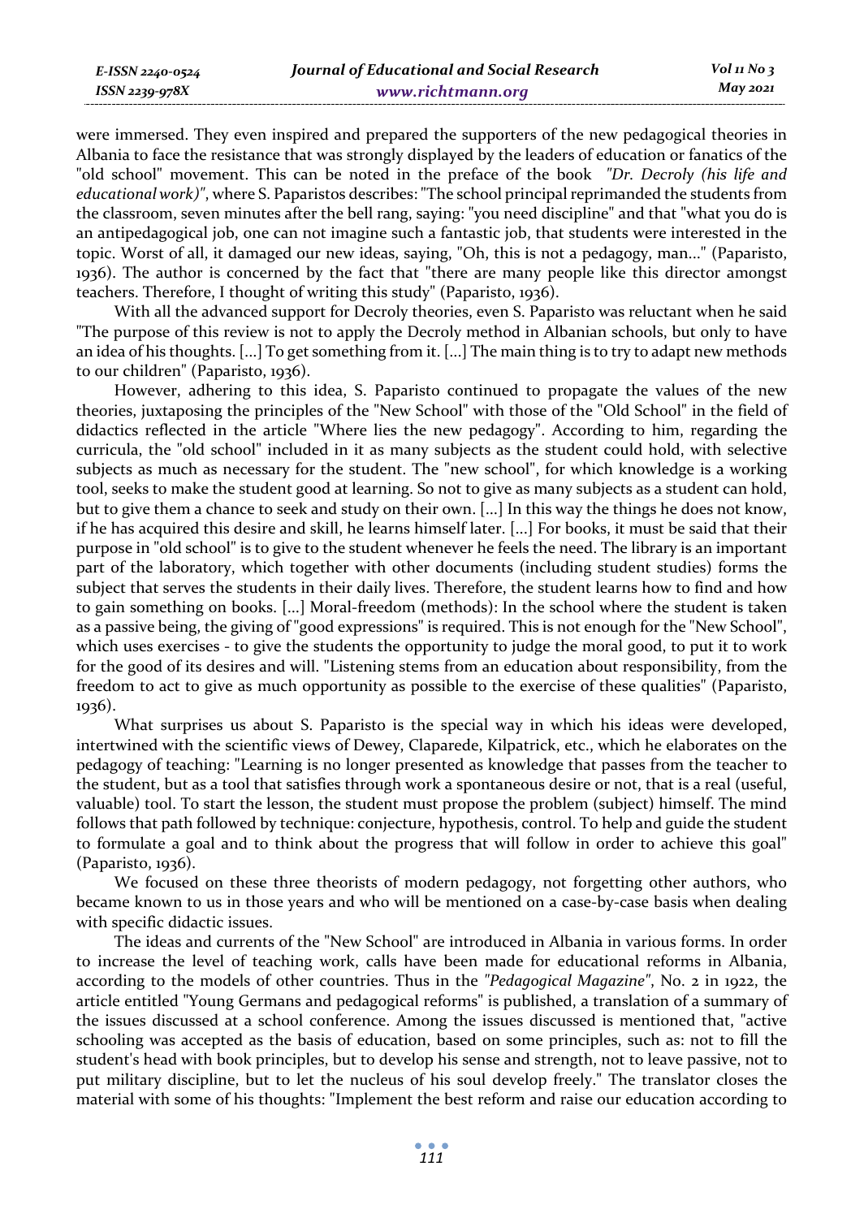were immersed. They even inspired and prepared the supporters of the new pedagogical theories in Albania to face the resistance that was strongly displayed by the leaders of education or fanatics of the "old school" movement. This can be noted in the preface of the book *"Dr. Decroly (his life and educational work)"*, where S. Paparistos describes: "The school principal reprimanded the students from the classroom, seven minutes after the bell rang, saying: "you need discipline" and that "what you do is an antipedagogical job, one can not imagine such a fantastic job, that students were interested in the topic. Worst of all, it damaged our new ideas, saying, "Oh, this is not a pedagogy, man..." (Paparisto, 1936). The author is concerned by the fact that "there are many people like this director amongst teachers. Therefore, I thought of writing this study" (Paparisto, 1936).

With all the advanced support for Decroly theories, even S. Paparisto was reluctant when he said "The purpose of this review is not to apply the Decroly method in Albanian schools, but only to have an idea of his thoughts. [...] To get something from it. [...] The main thing is to try to adapt new methods to our children" (Paparisto, 1936).

However, adhering to this idea, S. Paparisto continued to propagate the values of the new theories, juxtaposing the principles of the "New School" with those of the "Old School" in the field of didactics reflected in the article "Where lies the new pedagogy". According to him, regarding the curricula, the "old school" included in it as many subjects as the student could hold, with selective subjects as much as necessary for the student. The "new school", for which knowledge is a working tool, seeks to make the student good at learning. So not to give as many subjects as a student can hold, but to give them a chance to seek and study on their own. [...] In this way the things he does not know, if he has acquired this desire and skill, he learns himself later. [...] For books, it must be said that their purpose in "old school" is to give to the student whenever he feels the need. The library is an important part of the laboratory, which together with other documents (including student studies) forms the subject that serves the students in their daily lives. Therefore, the student learns how to find and how to gain something on books. [...] Moral-freedom (methods): In the school where the student is taken as a passive being, the giving of "good expressions" is required. This is not enough for the "New School", which uses exercises - to give the students the opportunity to judge the moral good, to put it to work for the good of its desires and will. "Listening stems from an education about responsibility, from the freedom to act to give as much opportunity as possible to the exercise of these qualities" (Paparisto, 1936).

What surprises us about S. Paparisto is the special way in which his ideas were developed, intertwined with the scientific views of Dewey, Claparede, Kilpatrick, etc., which he elaborates on the pedagogy of teaching: "Learning is no longer presented as knowledge that passes from the teacher to the student, but as a tool that satisfies through work a spontaneous desire or not, that is a real (useful, valuable) tool. To start the lesson, the student must propose the problem (subject) himself. The mind follows that path followed by technique: conjecture, hypothesis, control. To help and guide the student to formulate a goal and to think about the progress that will follow in order to achieve this goal" (Paparisto, 1936).

We focused on these three theorists of modern pedagogy, not forgetting other authors, who became known to us in those years and who will be mentioned on a case-by-case basis when dealing with specific didactic issues.

The ideas and currents of the "New School" are introduced in Albania in various forms. In order to increase the level of teaching work, calls have been made for educational reforms in Albania, according to the models of other countries. Thus in the *"Pedagogical Magazine"*, No. 2 in 1922, the article entitled "Young Germans and pedagogical reforms" is published, a translation of a summary of the issues discussed at a school conference. Among the issues discussed is mentioned that, "active schooling was accepted as the basis of education, based on some principles, such as: not to fill the student's head with book principles, but to develop his sense and strength, not to leave passive, not to put military discipline, but to let the nucleus of his soul develop freely." The translator closes the material with some of his thoughts: "Implement the best reform and raise our education according to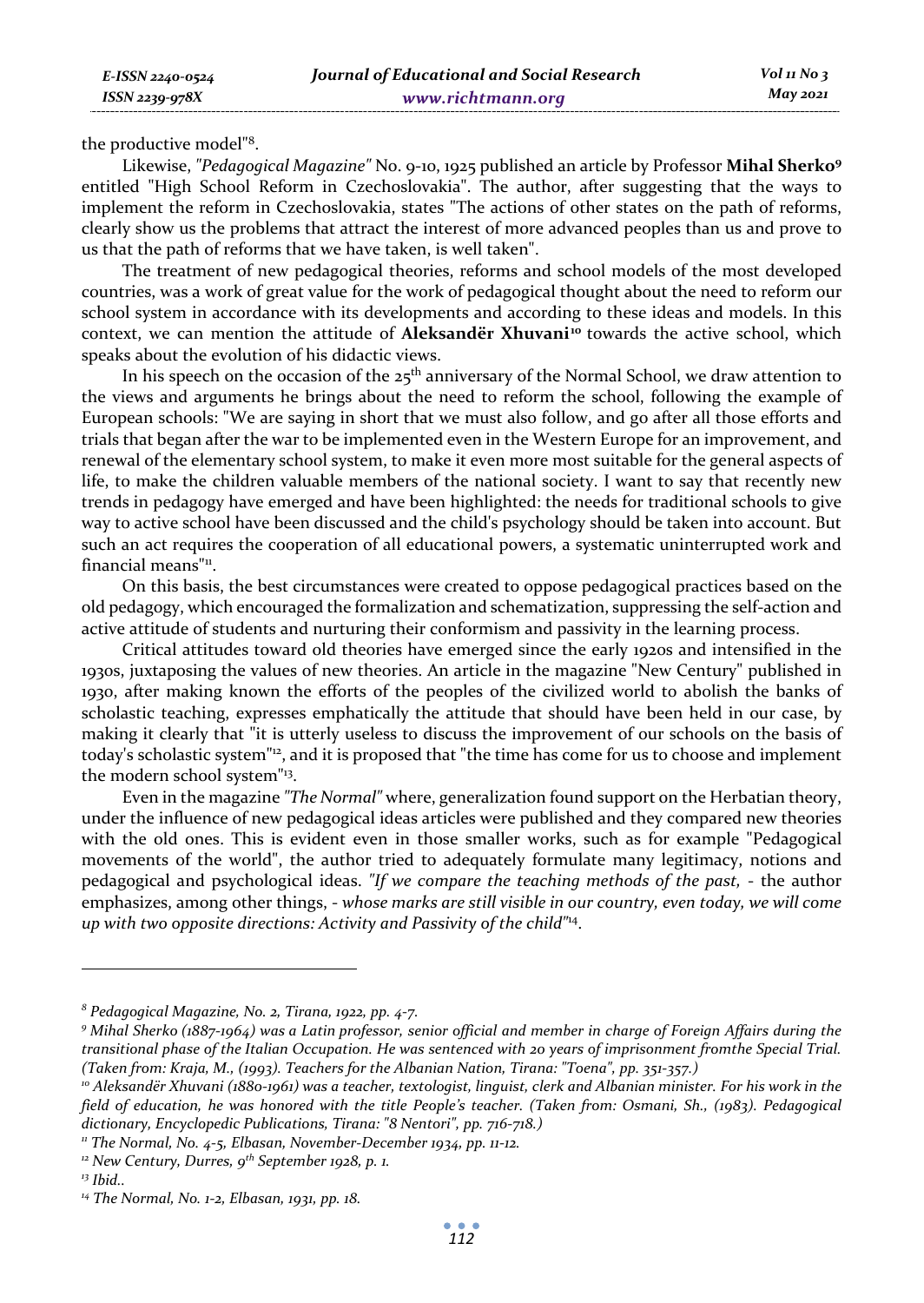the productive model"[8].

Likewise, *"Pedagogical Magazine"* No. 9-10, 1925 published an article by Professor **Mihal Sherko**[9] entitled "High School Reform in Czechoslovakia". The author, after suggesting that the ways to implement the reform in Czechoslovakia, states "The actions of other states on the path of reforms, clearly show us the problems that attract the interest of more advanced peoples than us and prove to us that the path of reforms that we have taken, is well taken".

The treatment of new pedagogical theories, reforms and school models of the most developed countries, was a work of great value for the work of pedagogical thought about the need to reform our school system in accordance with its developments and according to these ideas and models. In this context, we can mention the attitude of **Aleksandër Xhuvani**[10] towards the active school, which speaks about the evolution of his didactic views.

In his speech on the occasion of the 25th anniversary of the Normal School, we draw attention to the views and arguments he brings about the need to reform the school, following the example of European schools: "We are saying in short that we must also follow, and go after all those efforts and trials that began after the war to be implemented even in the Western Europe for an improvement, and renewal of the elementary school system, to make it even more most suitable for the general aspects of life, to make the children valuable members of the national society. I want to say that recently new trends in pedagogy have emerged and have been highlighted: the needs for traditional schools to give way to active school have been discussed and the child's psychology should be taken into account. But such an act requires the cooperation of all educational powers, a systematic uninterrupted work and financial means"[11].

On this basis, the best circumstances were created to oppose pedagogical practices based on the old pedagogy, which encouraged the formalization and schematization, suppressing the self-action and active attitude of students and nurturing their conformism and passivity in the learning process.

Critical attitudes toward old theories have emerged since the early 1920s and intensified in the 1930s, juxtaposing the values of new theories. An article in the magazine "New Century" published in 1930, after making known the efforts of the peoples of the civilized world to abolish the banks of scholastic teaching, expresses emphatically the attitude that should have been held in our case, by making it clearly that "it is utterly useless to discuss the improvement of our schools on the basis of today's scholastic system"[12], and it is proposed that "the time has come for us to choose and implement the modern school system"[13].

Even in the magazine *"The Normal"* where, generalization found support on the Herbatian theory, under the influence of new pedagogical ideas articles were published and they compared new theories with the old ones. This is evident even in those smaller works, such as for example "Pedagogical movements of the world", the author tried to adequately formulate many legitimacy, notions and pedagogical and psychological ideas. *"If we compare the teaching methods of the past,* - the author emphasizes, among other things, - *whose marks are still visible in our country, even today, we will come up with two opposite directions: Activity and Passivity of the child"*[14].

---

*[8] Pedagogical Magazine, No. 2, Tirana, 1922, pp. 4-7.*

*[9] Mihal Sherko (1887-1964) was a Latin professor, senior official and member in charge of Foreign Affairs during the transitional phase of the Italian Occupation. He was sentenced with 20 years of imprisonment fromthe Special Trial. (Taken from: Kraja, M., (1993). Teachers for the Albanian Nation, Tirana: "Toena", pp. 351-357.)*

*[10] Aleksandër Xhuvani (1880-1961) was a teacher, textologist, linguist, clerk and Albanian minister. For his work in the field of education, he was honored with the title People's teacher. (Taken from: Osmani, Sh., (1983). Pedagogical dictionary, Encyclopedic Publications, Tirana: "8 Nentori", pp. 716-718.)*

*[11] The Normal, No. 4-5, Elbasan, November-December 1934, pp. 11-12.*

*[12] New Century, Durres, 9th September 1928, p. 1.*

*[13] Ibid..*

*[14] The Normal, No. 1-2, Elbasan, 1931, pp. 18.*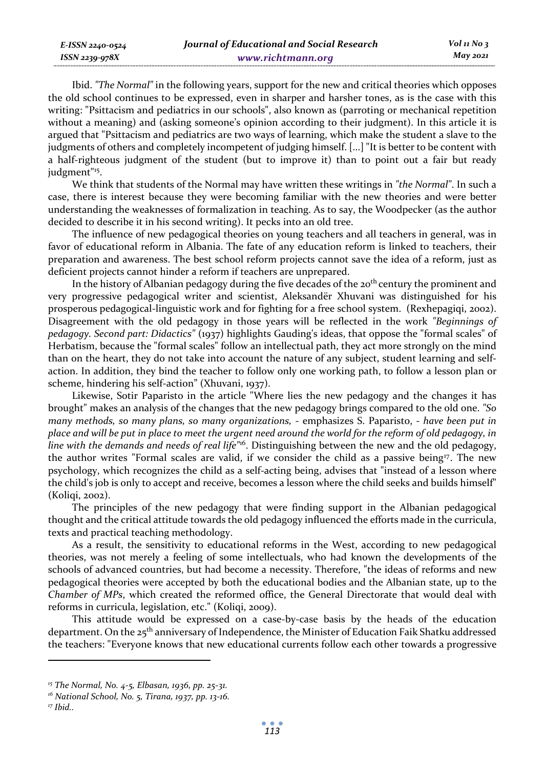Ibid. *"The Normal"* in the following years, support for the new and critical theories which opposes the old school continues to be expressed, even in sharper and harsher tones, as is the case with this writing: "Psittacism and pediatrics in our schools", also known as (parroting or mechanical repetition without a meaning) and (asking someone's opinion according to their judgment). In this article it is argued that "Psittacism and pediatrics are two ways of learning, which make the student a slave to the judgments of others and completely incompetent of judging himself. [...] "It is better to be content with a half-righteous judgment of the student (but to improve it) than to point out a fair but ready judgment"[15].

We think that students of the Normal may have written these writings in *"the Normal"*. In such a case, there is interest because they were becoming familiar with the new theories and were better understanding the weaknesses of formalization in teaching. As to say, the Woodpecker (as the author decided to describe it in his second writing). It pecks into an old tree.

The influence of new pedagogical theories on young teachers and all teachers in general, was in favor of educational reform in Albania. The fate of any education reform is linked to teachers, their preparation and awareness. The best school reform projects cannot save the idea of a reform, just as deficient projects cannot hinder a reform if teachers are unprepared.

In the history of Albanian pedagogy during the five decades of the 20th century the prominent and very progressive pedagogical writer and scientist, Aleksandër Xhuvani was distinguished for his prosperous pedagogical-linguistic work and for fighting for a free school system. (Rexhepagiqi, 2002). Disagreement with the old pedagogy in those years will be reflected in the work *"Beginnings of pedagogy. Second part: Didactics"* (1937) highlights Gauding's ideas, that oppose the "formal scales" of Herbatism, because the "formal scales" follow an intellectual path, they act more strongly on the mind than on the heart, they do not take into account the nature of any subject, student learning and self-action. In addition, they bind the teacher to follow only one working path, to follow a lesson plan or scheme, hindering his self-action" (Xhuvani, 1937).

Likewise, Sotir Paparisto in the article "Where lies the new pedagogy and the changes it has brought" makes an analysis of the changes that the new pedagogy brings compared to the old one. *"So many methods, so many plans, so many organizations,* - emphasizes S. Paparisto, - *have been put in place and will be put in place to meet the urgent need around the world for the reform of old pedagogy, in line with the demands and needs of real life"*[16]. Distinguishing between the new and the old pedagogy, the author writes "Formal scales are valid, if we consider the child as a passive being[17]. The new psychology, which recognizes the child as a self-acting being, advises that "instead of a lesson where the child's job is only to accept and receive, becomes a lesson where the child seeks and builds himself" (Koliqi, 2002).

The principles of the new pedagogy that were finding support in the Albanian pedagogical thought and the critical attitude towards the old pedagogy influenced the efforts made in the curricula, texts and practical teaching methodology.

As a result, the sensitivity to educational reforms in the West, according to new pedagogical theories, was not merely a feeling of some intellectuals, who had known the developments of the schools of advanced countries, but had become a necessity. Therefore, "the ideas of reforms and new pedagogical theories were accepted by both the educational bodies and the Albanian state, up to the *Chamber of MPs*, which created the reformed office, the General Directorate that would deal with reforms in curricula, legislation, etc." (Koliqi, 2009).

This attitude would be expressed on a case-by-case basis by the heads of the education department. On the 25th anniversary of Independence, the Minister of Education Faik Shatku addressed the teachers: "Everyone knows that new educational currents follow each other towards a progressive

---

[15] *The Normal, No. 4-5, Elbasan, 1936, pp. 25-31.*
[16] *National School, No. 5, Tirana, 1937, pp. 13-16.*
[17] *Ibid..*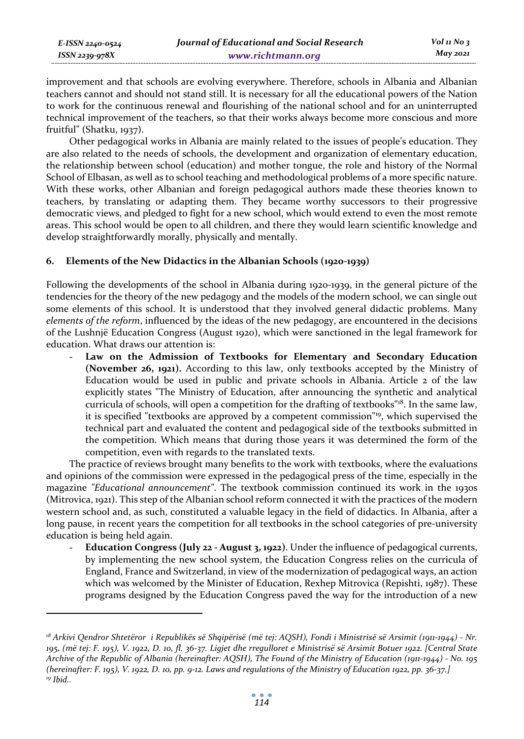improvement and that schools are evolving everywhere. Therefore, schools in Albania and Albanian teachers cannot and should not stand still. It is necessary for all the educational powers of the Nation to work for the continuous renewal and flourishing of the national school and for an uninterrupted technical improvement of the teachers, so that their works always become more conscious and more fruitful" (Shatku, 1937).

Other pedagogical works in Albania are mainly related to the issues of people's education. They are also related to the needs of schools, the development and organization of elementary education, the relationship between school (education) and mother tongue, the role and history of the Normal School of Elbasan, as well as to school teaching and methodological problems of a more specific nature. With these works, other Albanian and foreign pedagogical authors made these theories known to teachers, by translating or adapting them. They became worthy successors to their progressive democratic views, and pledged to fight for a new school, which would extend to even the most remote areas. This school would be open to all children, and there they would learn scientific knowledge and develop straightforwardly morally, physically and mentally.

## 6. Elements of the New Didactics in the Albanian Schools (1920-1939)

Following the developments of the school in Albania during 1920-1939, in the general picture of the tendencies for the theory of the new pedagogy and the models of the modern school, we can single out some elements of this school. It is understood that they involved general didactic problems. Many *elements of the reform*, influenced by the ideas of the new pedagogy, are encountered in the decisions of the Lushnjë Education Congress (August 1920), which were sanctioned in the legal framework for education. What draws our attention is:

- **Law on the Admission of Textbooks for Elementary and Secondary Education (November 26, 1921).** According to this law, only textbooks accepted by the Ministry of Education would be used in public and private schools in Albania. Article 2 of the law explicitly states "The Ministry of Education, after announcing the synthetic and analytical curricula of schools, will open a competition for the drafting of textbooks"[18]. In the same law, it is specified "textbooks are approved by a competent commission"[19], which supervised the technical part and evaluated the content and pedagogical side of the textbooks submitted in the competition. Which means that during those years it was determined the form of the competition, even with regards to the translated texts.

The practice of reviews brought many benefits to the work with textbooks, where the evaluations and opinions of the commission were expressed in the pedagogical press of the time, especially in the magazine *"Educational announcement"*. The textbook commission continued its work in the 1930s (Mitrovica, 1921). This step of the Albanian school reform connected it with the practices of the modern western school and, as such, constituted a valuable legacy in the field of didactics. In Albania, after a long pause, in recent years the competition for all textbooks in the school categories of pre-university education is being held again.

- **Education Congress (July 22 - August 3, 1922)**. Under the influence of pedagogical currents, by implementing the new school system, the Education Congress relies on the curricula of England, France and Switzerland, in view of the modernization of pedagogical ways, an action which was welcomed by the Minister of Education, Rexhep Mitrovica (Repishti, 1987). These programs designed by the Education Congress paved the way for the introduction of a new

---

*[18] Arkivi Qendror Shtetëror i Republikës së Shqipërisë (më tej: AQSH), Fondi i Ministrisë së Arsimit (1911-1944) - Nr. 195, (më tej: F. 195), V. 1922, D. 10, fl. 36-37. Ligjet dhe rregulloret e Ministrisë së Arsimit Botuer 1922. [Central State Archive of the Republic of Albania (hereinafter: AQSH), The Found of the Ministry of Education (1911-1944) - No. 195 (hereinafter: F. 195), V. 1922, D. 10, pp. 9-12. Laws and regulations of the Ministry of Education 1922, pp. 36-37.]*

*[19] Ibid..*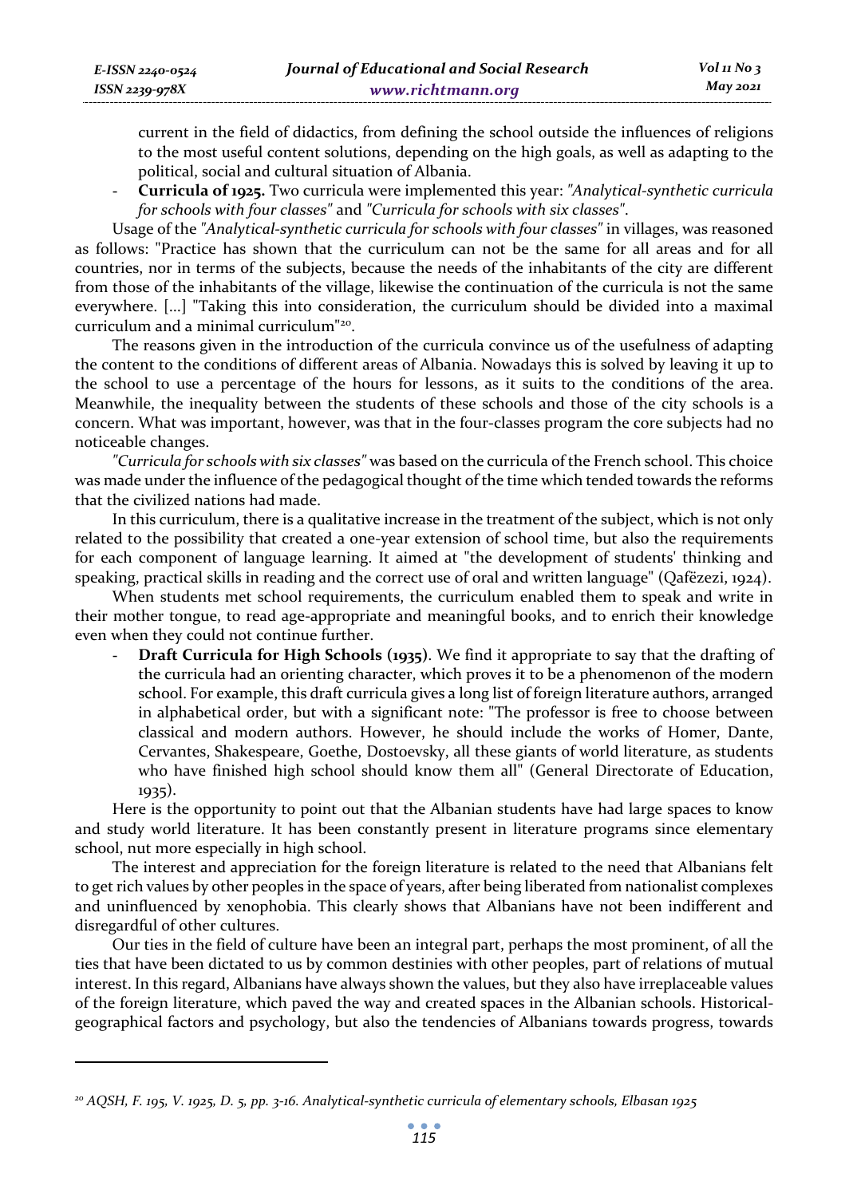current in the field of didactics, from defining the school outside the influences of religions to the most useful content solutions, depending on the high goals, as well as adapting to the political, social and cultural situation of Albania.

- **Curricula of 1925.** Two curricula were implemented this year: *"Analytical-synthetic curricula for schools with four classes"* and *"Curricula for schools with six classes"*.

Usage of the *"Analytical-synthetic curricula for schools with four classes"* in villages, was reasoned as follows: "Practice has shown that the curriculum can not be the same for all areas and for all countries, nor in terms of the subjects, because the needs of the inhabitants of the city are different from those of the inhabitants of the village, likewise the continuation of the curricula is not the same everywhere. [...] "Taking this into consideration, the curriculum should be divided into a maximal curriculum and a minimal curriculum"[20].

The reasons given in the introduction of the curricula convince us of the usefulness of adapting the content to the conditions of different areas of Albania. Nowadays this is solved by leaving it up to the school to use a percentage of the hours for lessons, as it suits to the conditions of the area. Meanwhile, the inequality between the students of these schools and those of the city schools is a concern. What was important, however, was that in the four-classes program the core subjects had no noticeable changes.

*"Curricula for schools with six classes"* was based on the curricula of the French school. This choice was made under the influence of the pedagogical thought of the time which tended towards the reforms that the civilized nations had made.

In this curriculum, there is a qualitative increase in the treatment of the subject, which is not only related to the possibility that created a one-year extension of school time, but also the requirements for each component of language learning. It aimed at "the development of students' thinking and speaking, practical skills in reading and the correct use of oral and written language" (Qafëzezi, 1924).

When students met school requirements, the curriculum enabled them to speak and write in their mother tongue, to read age-appropriate and meaningful books, and to enrich their knowledge even when they could not continue further.

- **Draft Curricula for High Schools (1935)**. We find it appropriate to say that the drafting of the curricula had an orienting character, which proves it to be a phenomenon of the modern school. For example, this draft curricula gives a long list of foreign literature authors, arranged in alphabetical order, but with a significant note: "The professor is free to choose between classical and modern authors. However, he should include the works of Homer, Dante, Cervantes, Shakespeare, Goethe, Dostoevsky, all these giants of world literature, as students who have finished high school should know them all" (General Directorate of Education, 1935).

Here is the opportunity to point out that the Albanian students have had large spaces to know and study world literature. It has been constantly present in literature programs since elementary school, nut more especially in high school.

The interest and appreciation for the foreign literature is related to the need that Albanians felt to get rich values by other peoples in the space of years, after being liberated from nationalist complexes and uninfluenced by xenophobia. This clearly shows that Albanians have not been indifferent and disregardful of other cultures.

Our ties in the field of culture have been an integral part, perhaps the most prominent, of all the ties that have been dictated to us by common destinies with other peoples, part of relations of mutual interest. In this regard, Albanians have always shown the values, but they also have irreplaceable values of the foreign literature, which paved the way and created spaces in the Albanian schools. Historical-geographical factors and psychology, but also the tendencies of Albanians towards progress, towards

[20] *AQSH, F. 195, V. 1925, D. 5, pp. 3-16. Analytical-synthetic curricula of elementary schools, Elbasan 1925*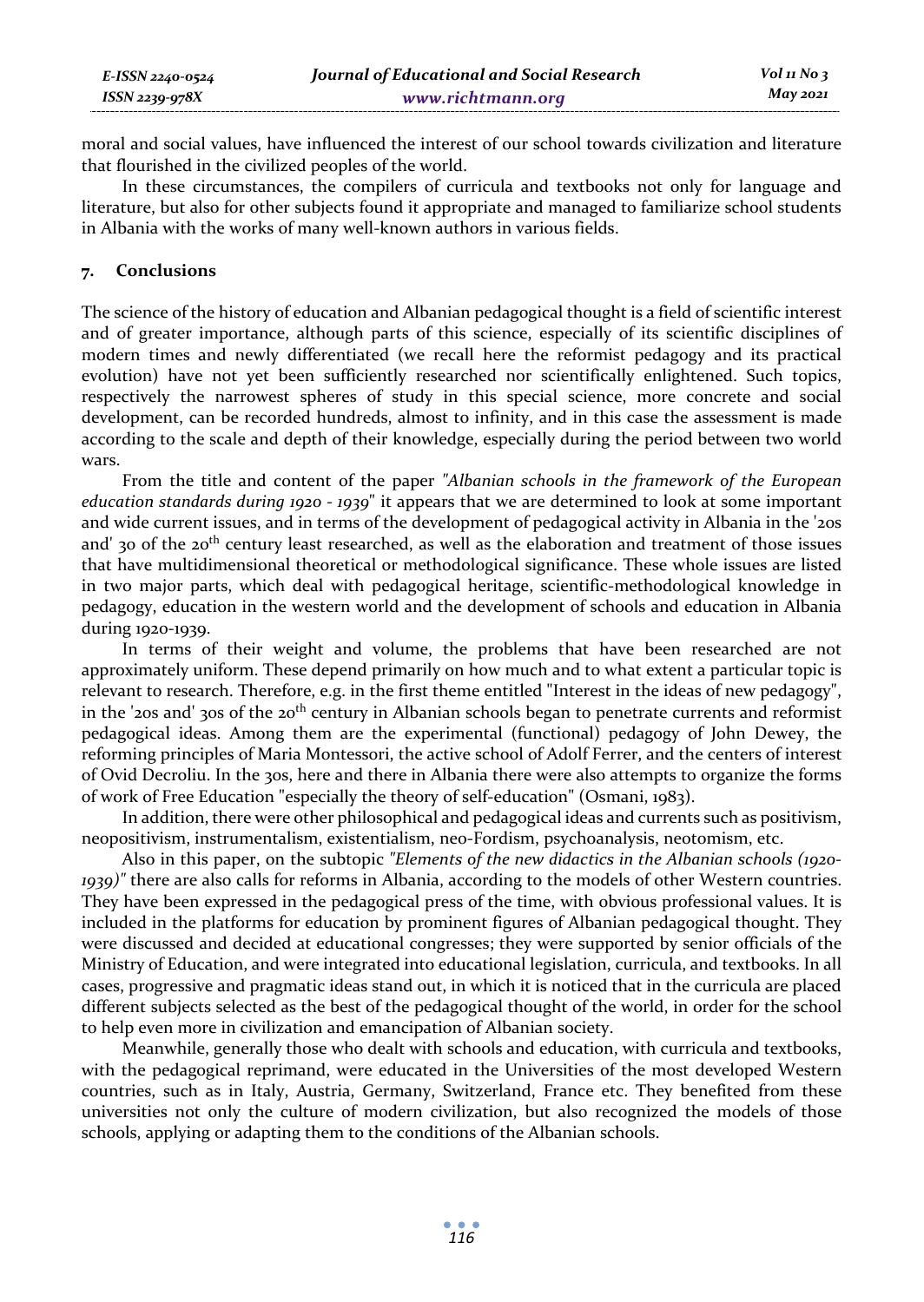moral and social values, have influenced the interest of our school towards civilization and literature that flourished in the civilized peoples of the world.

In these circumstances, the compilers of curricula and textbooks not only for language and literature, but also for other subjects found it appropriate and managed to familiarize school students in Albania with the works of many well-known authors in various fields.

## 7. Conclusions

The science of the history of education and Albanian pedagogical thought is a field of scientific interest and of greater importance, although parts of this science, especially of its scientific disciplines of modern times and newly differentiated (we recall here the reformist pedagogy and its practical evolution) have not yet been sufficiently researched nor scientifically enlightened. Such topics, respectively the narrowest spheres of study in this special science, more concrete and social development, can be recorded hundreds, almost to infinity, and in this case the assessment is made according to the scale and depth of their knowledge, especially during the period between two world wars.

From the title and content of the paper *"Albanian schools in the framework of the European education standards during 1920 - 1939"* it appears that we are determined to look at some important and wide current issues, and in terms of the development of pedagogical activity in Albania in the '20s and' 30 of the 20th century least researched, as well as the elaboration and treatment of those issues that have multidimensional theoretical or methodological significance. These whole issues are listed in two major parts, which deal with pedagogical heritage, scientific-methodological knowledge in pedagogy, education in the western world and the development of schools and education in Albania during 1920-1939.

In terms of their weight and volume, the problems that have been researched are not approximately uniform. These depend primarily on how much and to what extent a particular topic is relevant to research. Therefore, e.g. in the first theme entitled "Interest in the ideas of new pedagogy", in the '20s and' 30s of the 20th century in Albanian schools began to penetrate currents and reformist pedagogical ideas. Among them are the experimental (functional) pedagogy of John Dewey, the reforming principles of Maria Montessori, the active school of Adolf Ferrer, and the centers of interest of Ovid Decroliu. In the 30s, here and there in Albania there were also attempts to organize the forms of work of Free Education "especially the theory of self-education" (Osmani, 1983).

In addition, there were other philosophical and pedagogical ideas and currents such as positivism, neopositivism, instrumentalism, existentialism, neo-Fordism, psychoanalysis, neotomism, etc.

Also in this paper, on the subtopic *"Elements of the new didactics in the Albanian schools (1920-1939)"* there are also calls for reforms in Albania, according to the models of other Western countries. They have been expressed in the pedagogical press of the time, with obvious professional values. It is included in the platforms for education by prominent figures of Albanian pedagogical thought. They were discussed and decided at educational congresses; they were supported by senior officials of the Ministry of Education, and were integrated into educational legislation, curricula, and textbooks. In all cases, progressive and pragmatic ideas stand out, in which it is noticed that in the curricula are placed different subjects selected as the best of the pedagogical thought of the world, in order for the school to help even more in civilization and emancipation of Albanian society.

Meanwhile, generally those who dealt with schools and education, with curricula and textbooks, with the pedagogical reprimand, were educated in the Universities of the most developed Western countries, such as in Italy, Austria, Germany, Switzerland, France etc. They benefited from these universities not only the culture of modern civilization, but also recognized the models of those schools, applying or adapting them to the conditions of the Albanian schools.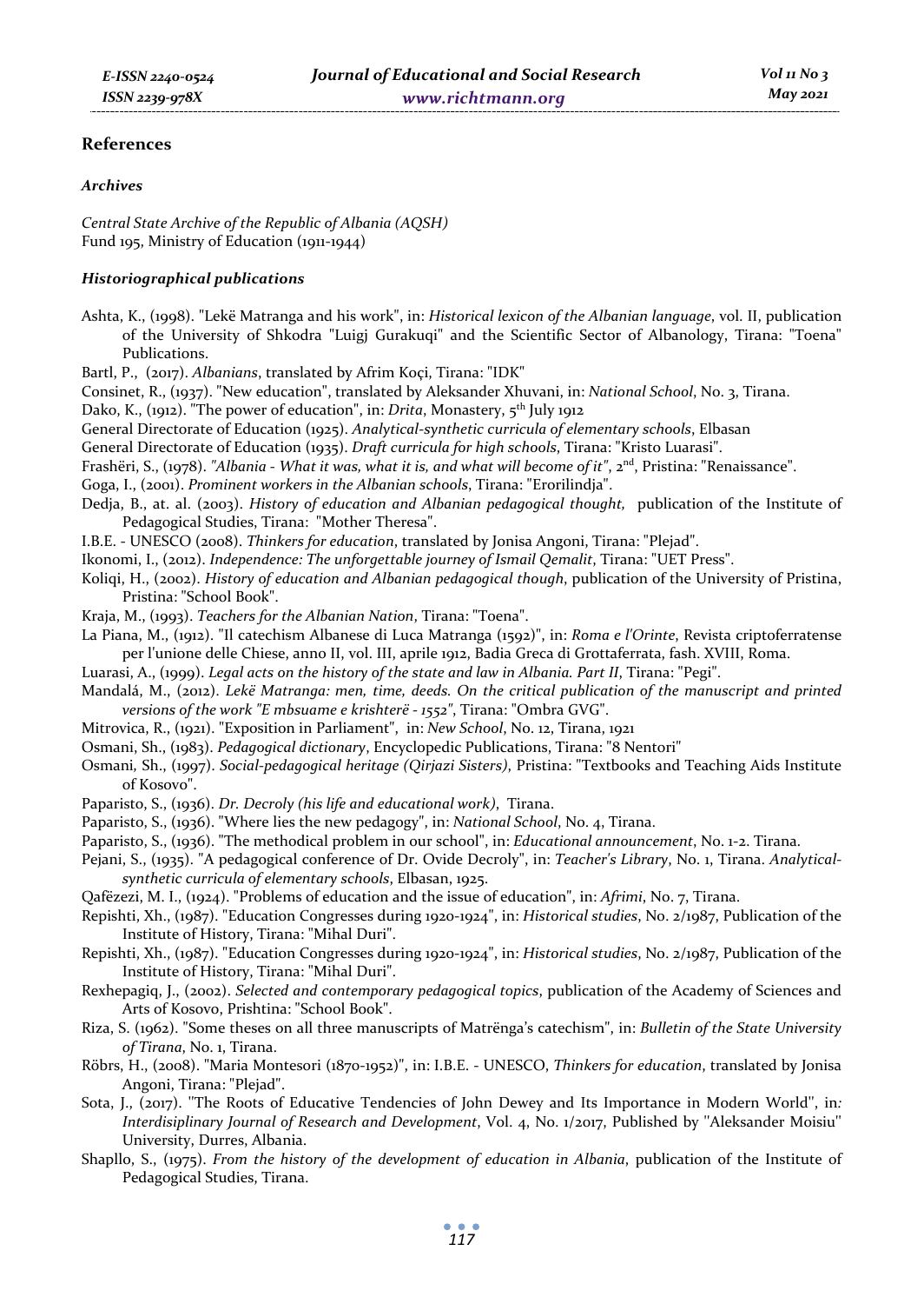## References

### *Archives*

*Central State Archive of the Republic of Albania (AQSH)*
Fund 195, Ministry of Education (1911-1944)

### *Historiographical publications*

Ashta, K., (1998). "Lekë Matranga and his work", in: *Historical lexicon of the Albanian language*, vol. II, publication of the University of Shkodra "Luigj Gurakuqi" and the Scientific Sector of Albanology, Tirana: "Toena" Publications.

Bartl, P., (2017). *Albanians*, translated by Afrim Koçi, Tirana: "IDK"

Consinet, R., (1937). "New education", translated by Aleksander Xhuvani, in: *National School*, No. 3, Tirana.

Dako, K., (1912). "The power of education", in: *Drita*, Monastery, 5th July 1912

General Directorate of Education (1925). *Analytical-synthetic curricula of elementary schools*, Elbasan

General Directorate of Education (1935). *Draft curricula for high schools*, Tirana: "Kristo Luarasi".

Frashëri, S., (1978). *"Albania - What it was, what it is, and what will become of it"*, 2nd, Pristina: "Renaissance".

Goga, I., (2001). *Prominent workers in the Albanian schools*, Tirana: "Erorilindja".

Dedja, B., at. al. (2003). *History of education and Albanian pedagogical thought,* publication of the Institute of Pedagogical Studies, Tirana: "Mother Theresa".

I.B.E. - UNESCO (2008). *Thinkers for education*, translated by Jonisa Angoni, Tirana: "Plejad".

Ikonomi, I., (2012). *Independence: The unforgettable journey of Ismail Qemalit*, Tirana: "UET Press".

Koliqi, H., (2002). *History of education and Albanian pedagogical though*, publication of the University of Pristina, Pristina: "School Book".

Kraja, M., (1993). *Teachers for the Albanian Nation*, Tirana: "Toena".

La Piana, M., (1912). "Il catechism Albanese di Luca Matranga (1592)", in: *Roma e l'Orinte*, Revista criptoferratense per l'unione delle Chiese, anno II, vol. III, aprile 1912, Badia Greca di Grottaferrata, fash. XVIII, Roma.

Luarasi, A., (1999). *Legal acts on the history of the state and law in Albania. Part II*, Tirana: "Pegi".

Mandalá, M., (2012). *Lekë Matranga: men, time, deeds. On the critical publication of the manuscript and printed versions of the work "E mbsuame e krishterë - 1552"*, Tirana: "Ombra GVG".

Mitrovica, R., (1921). "Exposition in Parliament", in: *New School*, No. 12, Tirana, 1921

Osmani, Sh., (1983). *Pedagogical dictionary*, Encyclopedic Publications, Tirana: "8 Nentori"

Osmani, Sh., (1997). *Social-pedagogical heritage (Qirjazi Sisters)*, Pristina: "Textbooks and Teaching Aids Institute of Kosovo".

Paparisto, S., (1936). *Dr. Decroly (his life and educational work)*, Tirana.

Paparisto, S., (1936). "Where lies the new pedagogy", in: *National School*, No. 4, Tirana.

Paparisto, S., (1936). "The methodical problem in our school", in: *Educational announcement*, No. 1-2. Tirana.

Pejani, S., (1935). "A pedagogical conference of Dr. Ovide Decroly", in: *Teacher's Library*, No. 1, Tirana. *Analytical-synthetic curricula of elementary schools*, Elbasan, 1925.

Qafëzezi, M. I., (1924). "Problems of education and the issue of education", in: *Afrimi*, No. 7, Tirana.

Repishti, Xh., (1987). "Education Congresses during 1920-1924", in: *Historical studies*, No. 2/1987, Publication of the Institute of History, Tirana: "Mihal Duri".

Repishti, Xh., (1987). "Education Congresses during 1920-1924", in: *Historical studies*, No. 2/1987, Publication of the Institute of History, Tirana: "Mihal Duri".

Rexhepagiq, J., (2002). *Selected and contemporary pedagogical topics*, publication of the Academy of Sciences and Arts of Kosovo, Prishtina: "School Book".

Riza, S. (1962). "Some theses on all three manuscripts of Matrënga's catechism", in: *Bulletin of the State University of Tirana*, No. 1, Tirana.

Röbrs, H., (2008). "Maria Montesori (1870-1952)", in: I.B.E. - UNESCO, *Thinkers for education*, translated by Jonisa Angoni, Tirana: "Plejad".

Sota, J., (2017). "The Roots of Educative Tendencies of John Dewey and Its Importance in Modern World", in*: Interdisiplinary Journal of Research and Development*, Vol. 4, No. 1/2017, Published by "Aleksander Moisiu" University, Durres, Albania.

Shapllo, S., (1975). *From the history of the development of education in Albania*, publication of the Institute of Pedagogical Studies, Tirana.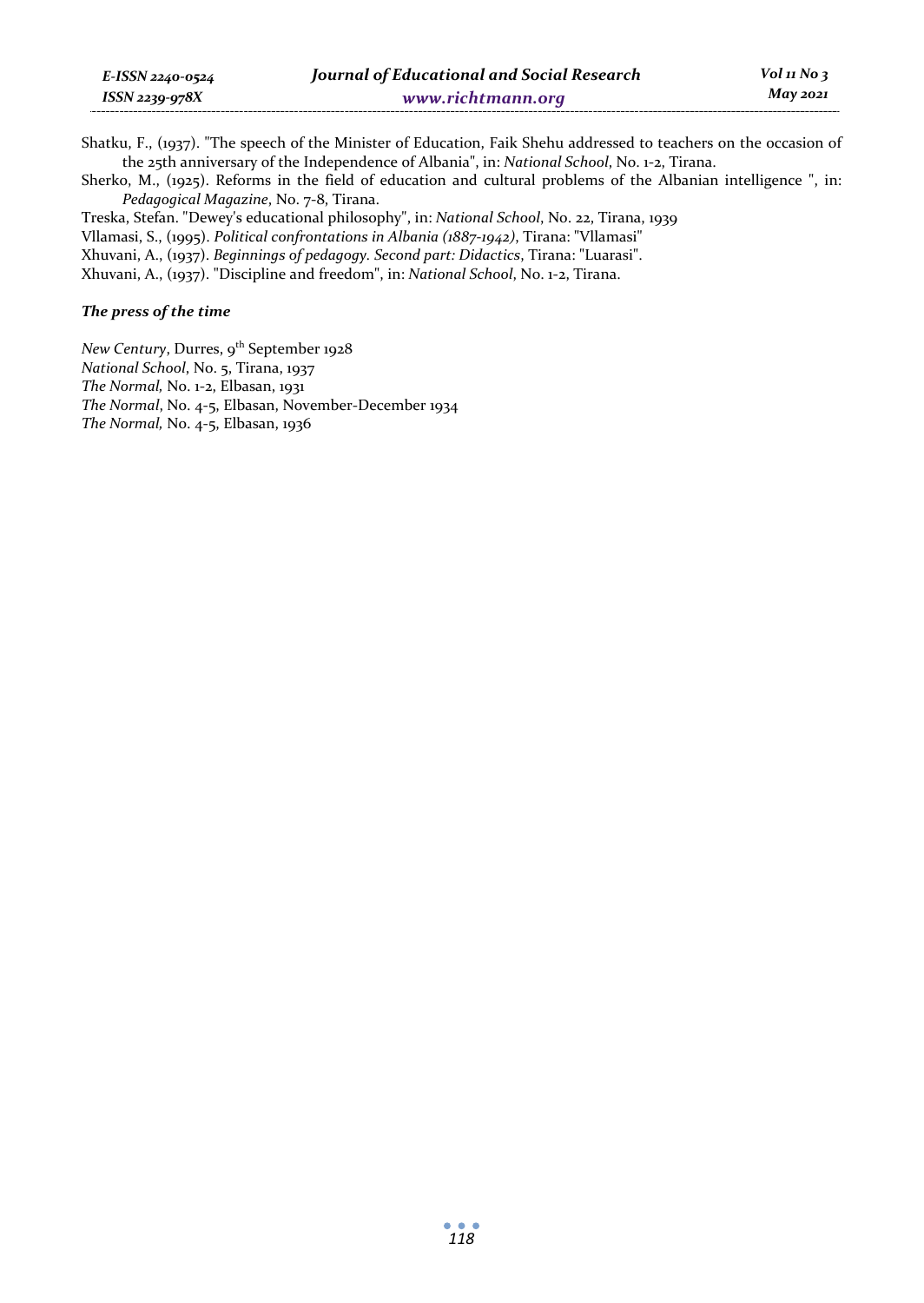Shatku, F., (1937). "The speech of the Minister of Education, Faik Shehu addressed to teachers on the occasion of the 25th anniversary of the Independence of Albania", in: *National School*, No. 1-2, Tirana.

Sherko, M., (1925). Reforms in the field of education and cultural problems of the Albanian intelligence ", in: *Pedagogical Magazine*, No. 7-8, Tirana.

Treska, Stefan. "Dewey's educational philosophy", in: *National School*, No. 22, Tirana, 1939

Vllamasi, S., (1995). *Political confrontations in Albania (1887-1942)*, Tirana: "Vllamasi"

Xhuvani, A., (1937). *Beginnings of pedagogy. Second part: Didactics*, Tirana: "Luarasi".

Xhuvani, A., (1937). "Discipline and freedom", in: *National School*, No. 1-2, Tirana.

***The press of the time***

*New Century*, Durres, 9th September 1928

*National School*, No. 5, Tirana, 1937

*The Normal,* No. 1-2, Elbasan, 1931

*The Normal,* No. 4-5, Elbasan, November-December 1934

*The Normal,* No. 4-5, Elbasan, 1936